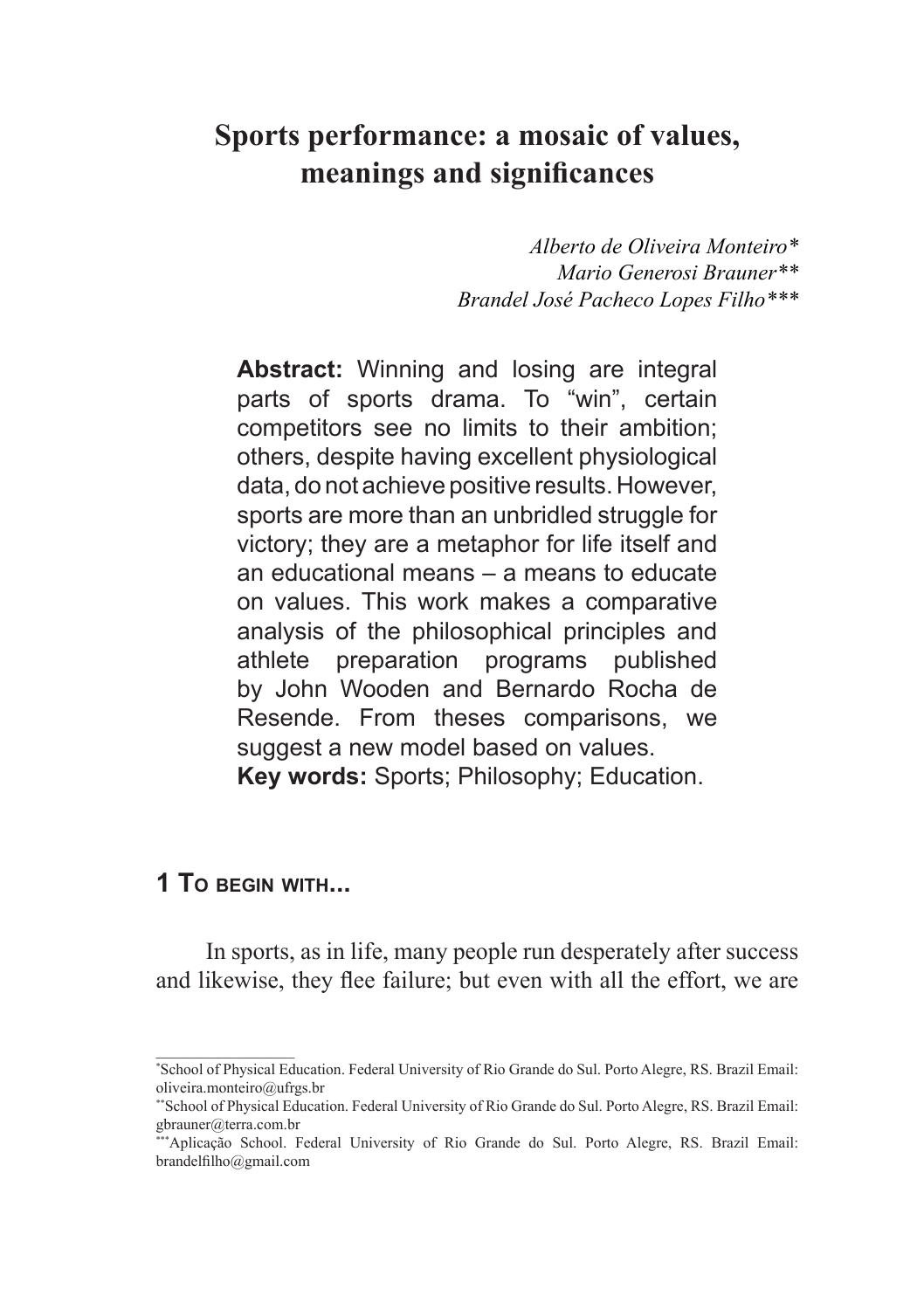# Sports performance: a mosaic of values, meanings and significances

*Alberto de Oliveira Monteiro[*]*
*Mario Generosi Brauner[**]*
*Brandel José Pacheco Lopes Filho[***]*

**Abstract:** Winning and losing are integral parts of sports drama. To "win", certain competitors see no limits to their ambition; others, despite having excellent physiological data, do not achieve positive results. However, sports are more than an unbridled struggle for victory; they are a metaphor for life itself and an educational means – a means to educate on values. This work makes a comparative analysis of the philosophical principles and athlete preparation programs published by John Wooden and Bernardo Rocha de Resende. From theses comparisons, we suggest a new model based on values.

**Key words:** Sports; Philosophy; Education.

## 1 To begin with...

In sports, as in life, many people run desperately after success and likewise, they flee failure; but even with all the effort, we are

---

[*] School of Physical Education. Federal University of Rio Grande do Sul. Porto Alegre, RS. Brazil Email: oliveira.monteiro@ufrgs.br

[**] School of Physical Education. Federal University of Rio Grande do Sul. Porto Alegre, RS. Brazil Email: gbrauner@terra.com.br

[***] Aplicação School. Federal University of Rio Grande do Sul. Porto Alegre, RS. Brazil Email: brandelfilho@gmail.com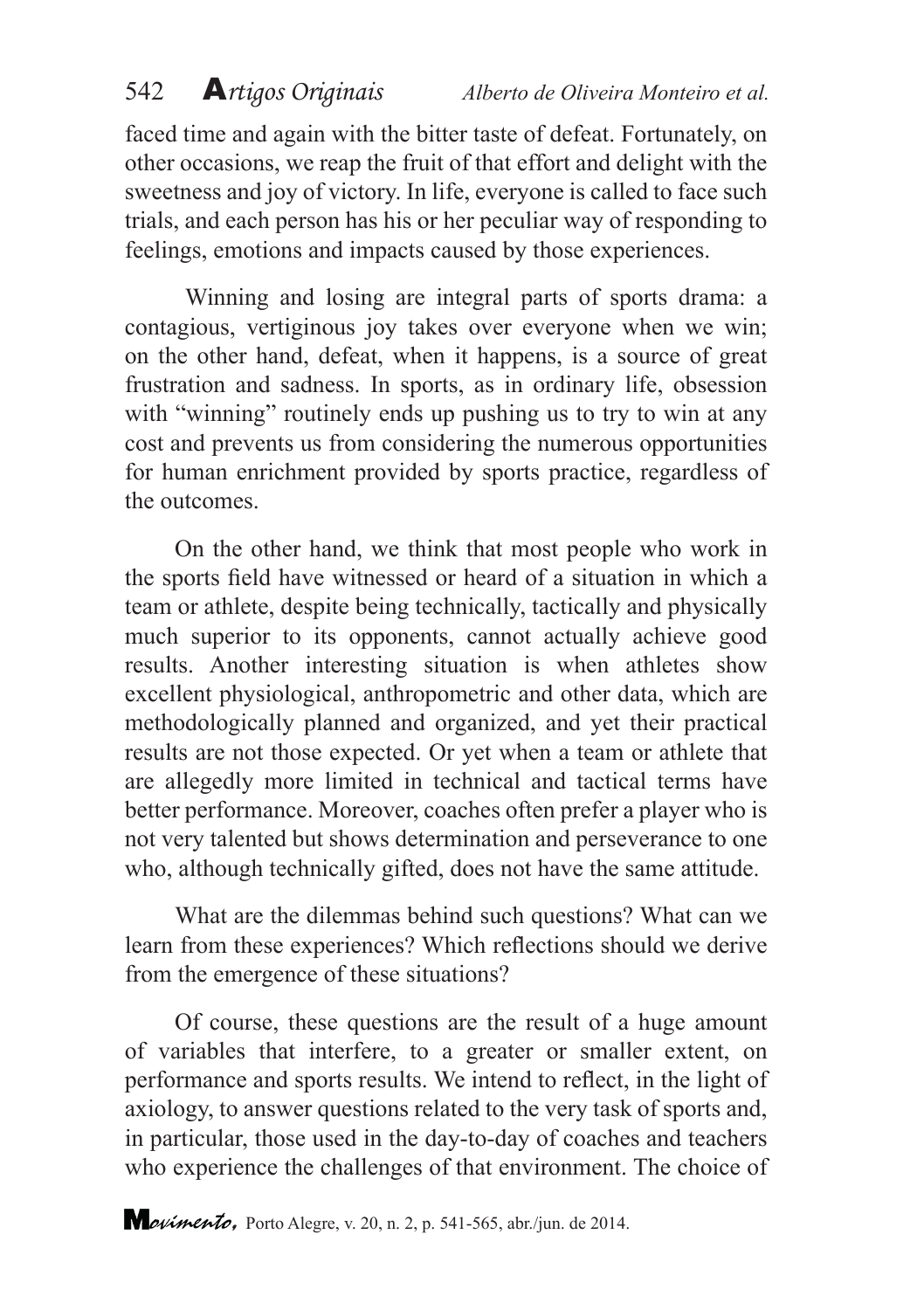faced time and again with the bitter taste of defeat. Fortunately, on other occasions, we reap the fruit of that effort and delight with the sweetness and joy of victory. In life, everyone is called to face such trials, and each person has his or her peculiar way of responding to feelings, emotions and impacts caused by those experiences.

Winning and losing are integral parts of sports drama: a contagious, vertiginous joy takes over everyone when we win; on the other hand, defeat, when it happens, is a source of great frustration and sadness. In sports, as in ordinary life, obsession with "winning" routinely ends up pushing us to try to win at any cost and prevents us from considering the numerous opportunities for human enrichment provided by sports practice, regardless of the outcomes.

On the other hand, we think that most people who work in the sports field have witnessed or heard of a situation in which a team or athlete, despite being technically, tactically and physically much superior to its opponents, cannot actually achieve good results. Another interesting situation is when athletes show excellent physiological, anthropometric and other data, which are methodologically planned and organized, and yet their practical results are not those expected. Or yet when a team or athlete that are allegedly more limited in technical and tactical terms have better performance. Moreover, coaches often prefer a player who is not very talented but shows determination and perseverance to one who, although technically gifted, does not have the same attitude.

What are the dilemmas behind such questions? What can we learn from these experiences? Which reflections should we derive from the emergence of these situations?

Of course, these questions are the result of a huge amount of variables that interfere, to a greater or smaller extent, on performance and sports results. We intend to reflect, in the light of axiology, to answer questions related to the very task of sports and, in particular, those used in the day-to-day of coaches and teachers who experience the challenges of that environment. The choice of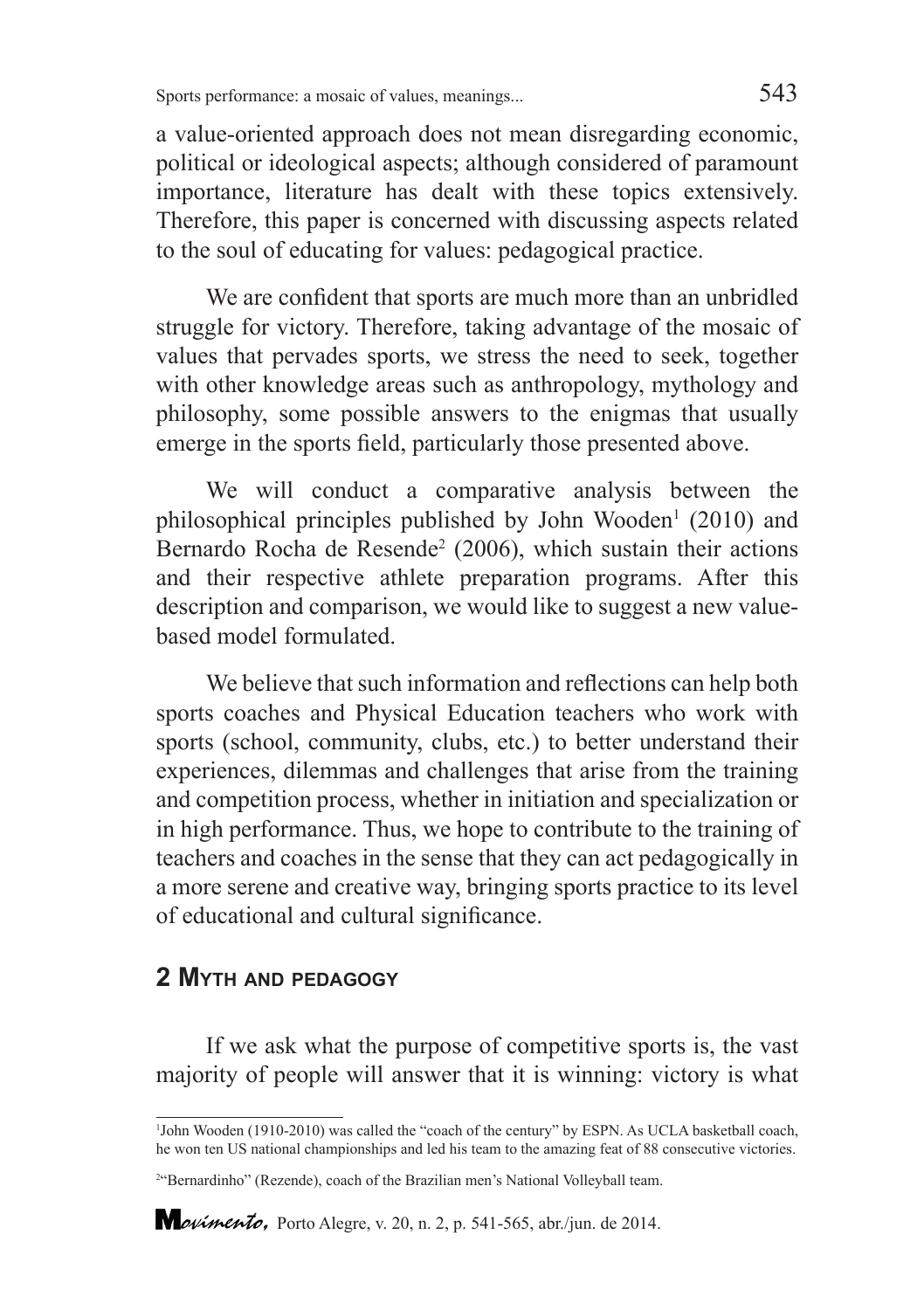a value-oriented approach does not mean disregarding economic, political or ideological aspects; although considered of paramount importance, literature has dealt with these topics extensively. Therefore, this paper is concerned with discussing aspects related to the soul of educating for values: pedagogical practice.

We are confident that sports are much more than an unbridled struggle for victory. Therefore, taking advantage of the mosaic of values that pervades sports, we stress the need to seek, together with other knowledge areas such as anthropology, mythology and philosophy, some possible answers to the enigmas that usually emerge in the sports field, particularly those presented above.

We will conduct a comparative analysis between the philosophical principles published by John Wooden[1] (2010) and Bernardo Rocha de Resende[2] (2006), which sustain their actions and their respective athlete preparation programs. After this description and comparison, we would like to suggest a new value-based model formulated.

We believe that such information and reflections can help both sports coaches and Physical Education teachers who work with sports (school, community, clubs, etc.) to better understand their experiences, dilemmas and challenges that arise from the training and competition process, whether in initiation and specialization or in high performance. Thus, we hope to contribute to the training of teachers and coaches in the sense that they can act pedagogically in a more serene and creative way, bringing sports practice to its level of educational and cultural significance.

## 2 Myth and pedagogy

If we ask what the purpose of competitive sports is, the vast majority of people will answer that it is winning: victory is what

---

[1] John Wooden (1910-2010) was called the "coach of the century" by ESPN. As UCLA basketball coach, he won ten US national championships and led his team to the amazing feat of 88 consecutive victories.

[2] "Bernardinho" (Rezende), coach of the Brazilian men's National Volleyball team.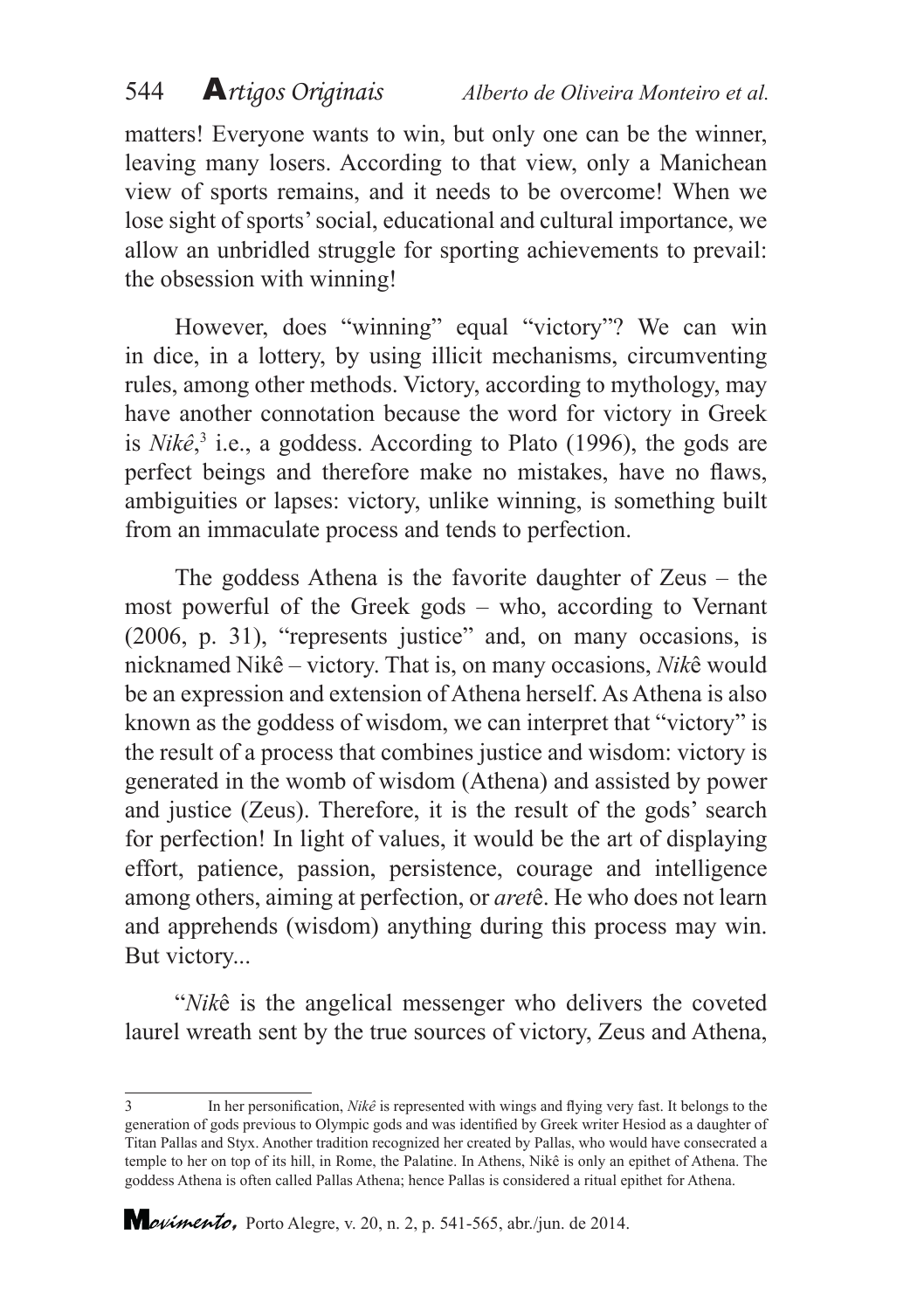matters! Everyone wants to win, but only one can be the winner, leaving many losers. According to that view, only a Manichean view of sports remains, and it needs to be overcome! When we lose sight of sports' social, educational and cultural importance, we allow an unbridled struggle for sporting achievements to prevail: the obsession with winning!

However, does "winning" equal "victory"? We can win in dice, in a lottery, by using illicit mechanisms, circumventing rules, among other methods. Victory, according to mythology, may have another connotation because the word for victory in Greek is *Nikê*,[3] i.e., a goddess. According to Plato (1996), the gods are perfect beings and therefore make no mistakes, have no flaws, ambiguities or lapses: victory, unlike winning, is something built from an immaculate process and tends to perfection.

The goddess Athena is the favorite daughter of Zeus – the most powerful of the Greek gods – who, according to Vernant (2006, p. 31), "represents justice" and, on many occasions, is nicknamed Nikê – victory. That is, on many occasions, *Nik*ê would be an expression and extension of Athena herself. As Athena is also known as the goddess of wisdom, we can interpret that "victory" is the result of a process that combines justice and wisdom: victory is generated in the womb of wisdom (Athena) and assisted by power and justice (Zeus). Therefore, it is the result of the gods' search for perfection! In light of values, it would be the art of displaying effort, patience, passion, persistence, courage and intelligence among others, aiming at perfection, or *aret*ê. He who does not learn and apprehends (wisdom) anything during this process may win. But victory...

"*Nik*ê is the angelical messenger who delivers the coveted laurel wreath sent by the true sources of victory, Zeus and Athena,

---

3 In her personification, *Nikê* is represented with wings and flying very fast. It belongs to the generation of gods previous to Olympic gods and was identified by Greek writer Hesiod as a daughter of Titan Pallas and Styx. Another tradition recognized her created by Pallas, who would have consecrated a temple to her on top of its hill, in Rome, the Palatine. In Athens, Nikê is only an epithet of Athena. The goddess Athena is often called Pallas Athena; hence Pallas is considered a ritual epithet for Athena.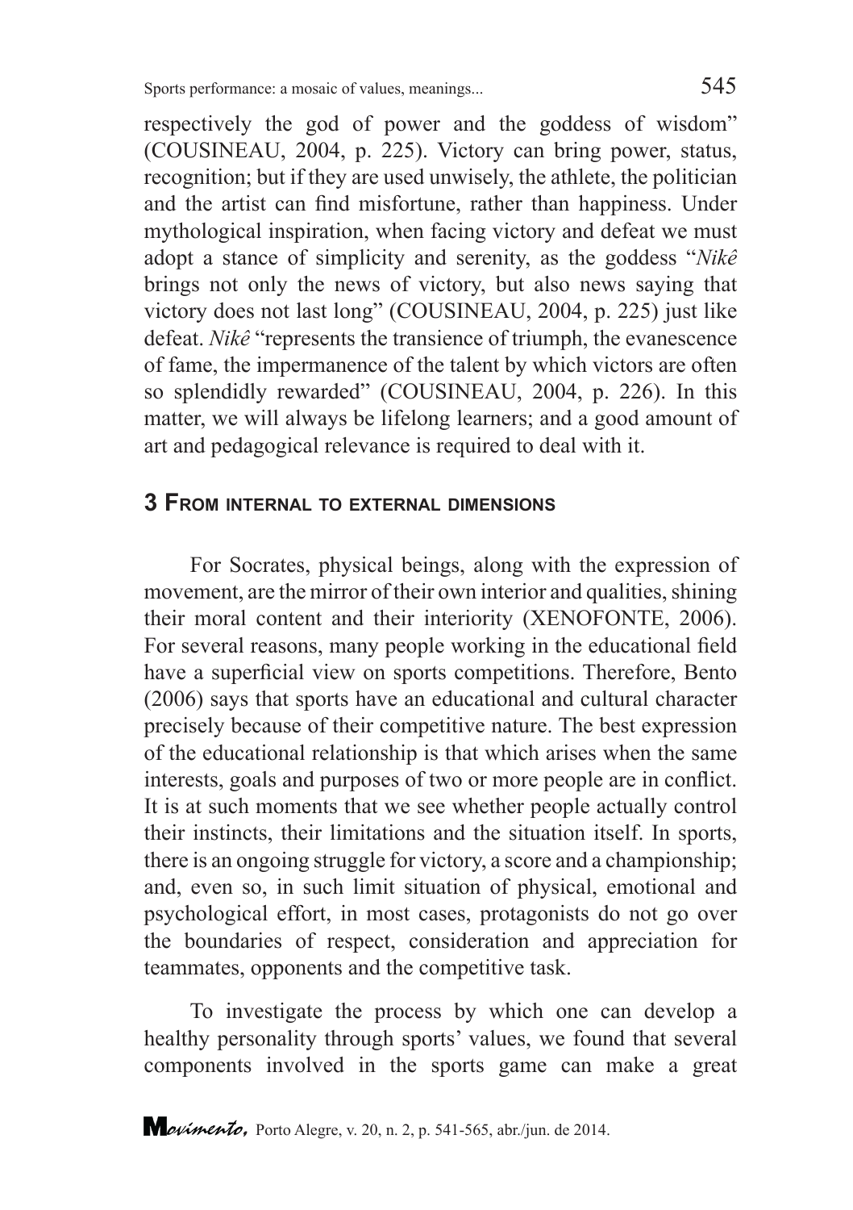respectively the god of power and the goddess of wisdom" (COUSINEAU, 2004, p. 225). Victory can bring power, status, recognition; but if they are used unwisely, the athlete, the politician and the artist can find misfortune, rather than happiness. Under mythological inspiration, when facing victory and defeat we must adopt a stance of simplicity and serenity, as the goddess "*Nikê* brings not only the news of victory, but also news saying that victory does not last long" (COUSINEAU, 2004, p. 225) just like defeat. *Nikê* "represents the transience of triumph, the evanescence of fame, the impermanence of the talent by which victors are often so splendidly rewarded" (COUSINEAU, 2004, p. 226). In this matter, we will always be lifelong learners; and a good amount of art and pedagogical relevance is required to deal with it.

## 3 From internal to external dimensions

For Socrates, physical beings, along with the expression of movement, are the mirror of their own interior and qualities, shining their moral content and their interiority (XENOFONTE, 2006). For several reasons, many people working in the educational field have a superficial view on sports competitions. Therefore, Bento (2006) says that sports have an educational and cultural character precisely because of their competitive nature. The best expression of the educational relationship is that which arises when the same interests, goals and purposes of two or more people are in conflict. It is at such moments that we see whether people actually control their instincts, their limitations and the situation itself. In sports, there is an ongoing struggle for victory, a score and a championship; and, even so, in such limit situation of physical, emotional and psychological effort, in most cases, protagonists do not go over the boundaries of respect, consideration and appreciation for teammates, opponents and the competitive task.

To investigate the process by which one can develop a healthy personality through sports' values, we found that several components involved in the sports game can make a great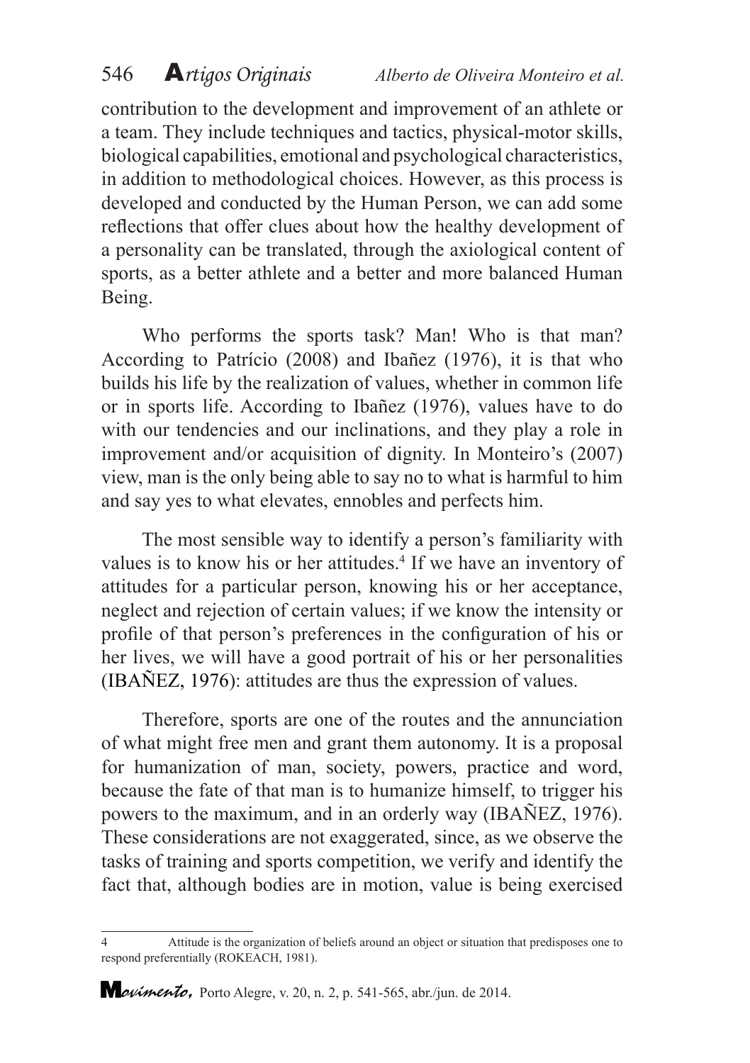contribution to the development and improvement of an athlete or a team. They include techniques and tactics, physical-motor skills, biological capabilities, emotional and psychological characteristics, in addition to methodological choices. However, as this process is developed and conducted by the Human Person, we can add some reflections that offer clues about how the healthy development of a personality can be translated, through the axiological content of sports, as a better athlete and a better and more balanced Human Being.

Who performs the sports task? Man! Who is that man? According to Patrício (2008) and Ibañez (1976), it is that who builds his life by the realization of values, whether in common life or in sports life. According to Ibañez (1976), values have to do with our tendencies and our inclinations, and they play a role in improvement and/or acquisition of dignity. In Monteiro's (2007) view, man is the only being able to say no to what is harmful to him and say yes to what elevates, ennobles and perfects him.

The most sensible way to identify a person's familiarity with values is to know his or her attitudes.[4] If we have an inventory of attitudes for a particular person, knowing his or her acceptance, neglect and rejection of certain values; if we know the intensity or profile of that person's preferences in the configuration of his or her lives, we will have a good portrait of his or her personalities (IBAÑEZ, 1976): attitudes are thus the expression of values.

Therefore, sports are one of the routes and the annunciation of what might free men and grant them autonomy. It is a proposal for humanization of man, society, powers, practice and word, because the fate of that man is to humanize himself, to trigger his powers to the maximum, and in an orderly way (IBAÑEZ, 1976). These considerations are not exaggerated, since, as we observe the tasks of training and sports competition, we verify and identify the fact that, although bodies are in motion, value is being exercised

---

[4] Attitude is the organization of beliefs around an object or situation that predisposes one to respond preferentially (ROKEACH, 1981).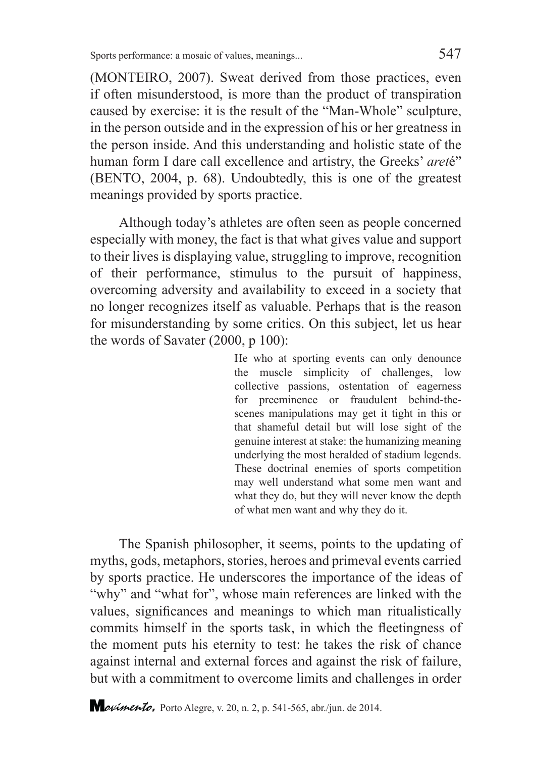(MONTEIRO, 2007). Sweat derived from those practices, even if often misunderstood, is more than the product of transpiration caused by exercise: it is the result of the "Man-Whole" sculpture, in the person outside and in the expression of his or her greatness in the person inside. And this understanding and holistic state of the human form I dare call excellence and artistry, the Greeks' *areté*" (BENTO, 2004, p. 68). Undoubtedly, this is one of the greatest meanings provided by sports practice.

Although today's athletes are often seen as people concerned especially with money, the fact is that what gives value and support to their lives is displaying value, struggling to improve, recognition of their performance, stimulus to the pursuit of happiness, overcoming adversity and availability to exceed in a society that no longer recognizes itself as valuable. Perhaps that is the reason for misunderstanding by some critics. On this subject, let us hear the words of Savater (2000, p 100):

> He who at sporting events can only denounce the muscle simplicity of challenges, low collective passions, ostentation of eagerness for preeminence or fraudulent behind-the-scenes manipulations may get it tight in this or that shameful detail but will lose sight of the genuine interest at stake: the humanizing meaning underlying the most heralded of stadium legends. These doctrinal enemies of sports competition may well understand what some men want and what they do, but they will never know the depth of what men want and why they do it.

The Spanish philosopher, it seems, points to the updating of myths, gods, metaphors, stories, heroes and primeval events carried by sports practice. He underscores the importance of the ideas of "why" and "what for", whose main references are linked with the values, significances and meanings to which man ritualistically commits himself in the sports task, in which the fleetingness of the moment puts his eternity to test: he takes the risk of chance against internal and external forces and against the risk of failure, but with a commitment to overcome limits and challenges in order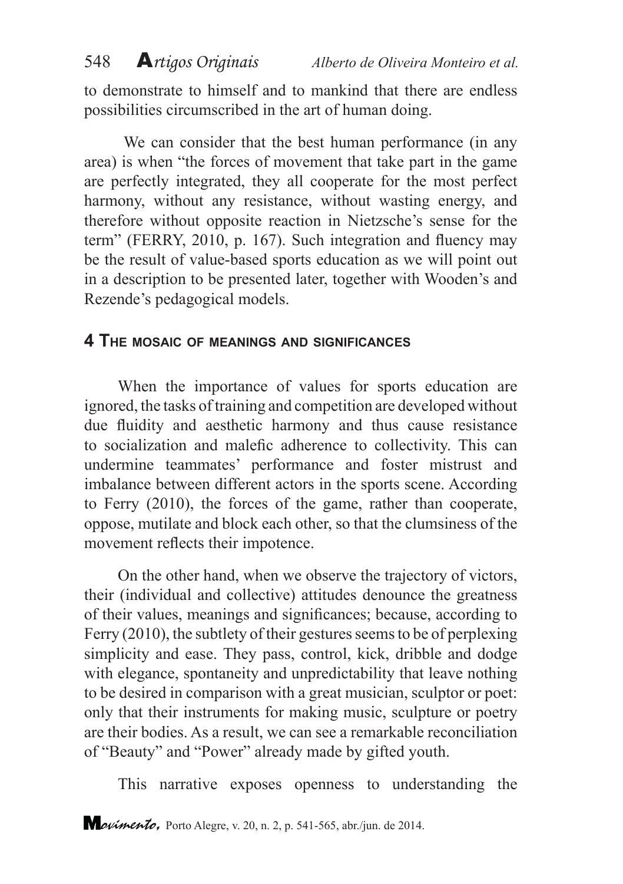to demonstrate to himself and to mankind that there are endless possibilities circumscribed in the art of human doing.

We can consider that the best human performance (in any area) is when "the forces of movement that take part in the game are perfectly integrated, they all cooperate for the most perfect harmony, without any resistance, without wasting energy, and therefore without opposite reaction in Nietzsche's sense for the term" (FERRY, 2010, p. 167). Such integration and fluency may be the result of value-based sports education as we will point out in a description to be presented later, together with Wooden's and Rezende's pedagogical models.

## 4 The mosaic of meanings and significances

When the importance of values for sports education are ignored, the tasks of training and competition are developed without due fluidity and aesthetic harmony and thus cause resistance to socialization and malefic adherence to collectivity. This can undermine teammates' performance and foster mistrust and imbalance between different actors in the sports scene. According to Ferry (2010), the forces of the game, rather than cooperate, oppose, mutilate and block each other, so that the clumsiness of the movement reflects their impotence.

On the other hand, when we observe the trajectory of victors, their (individual and collective) attitudes denounce the greatness of their values, meanings and significances; because, according to Ferry (2010), the subtlety of their gestures seems to be of perplexing simplicity and ease. They pass, control, kick, dribble and dodge with elegance, spontaneity and unpredictability that leave nothing to be desired in comparison with a great musician, sculptor or poet: only that their instruments for making music, sculpture or poetry are their bodies. As a result, we can see a remarkable reconciliation of "Beauty" and "Power" already made by gifted youth.

This narrative exposes openness to understanding the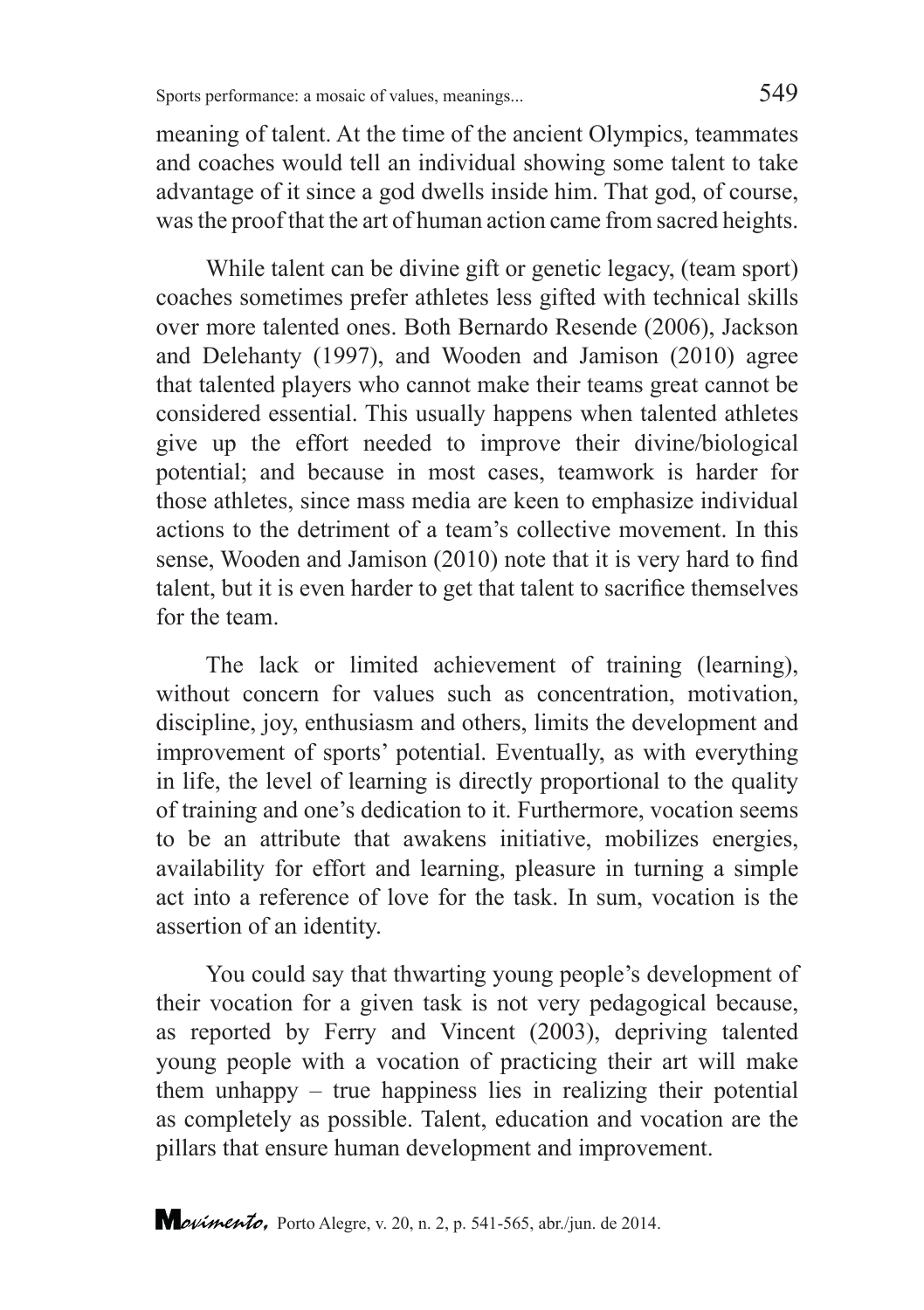meaning of talent. At the time of the ancient Olympics, teammates and coaches would tell an individual showing some talent to take advantage of it since a god dwells inside him. That god, of course, was the proof that the art of human action came from sacred heights.

While talent can be divine gift or genetic legacy, (team sport) coaches sometimes prefer athletes less gifted with technical skills over more talented ones. Both Bernardo Resende (2006), Jackson and Delehanty (1997), and Wooden and Jamison (2010) agree that talented players who cannot make their teams great cannot be considered essential. This usually happens when talented athletes give up the effort needed to improve their divine/biological potential; and because in most cases, teamwork is harder for those athletes, since mass media are keen to emphasize individual actions to the detriment of a team's collective movement. In this sense, Wooden and Jamison (2010) note that it is very hard to find talent, but it is even harder to get that talent to sacrifice themselves for the team.

The lack or limited achievement of training (learning), without concern for values such as concentration, motivation, discipline, joy, enthusiasm and others, limits the development and improvement of sports' potential. Eventually, as with everything in life, the level of learning is directly proportional to the quality of training and one's dedication to it. Furthermore, vocation seems to be an attribute that awakens initiative, mobilizes energies, availability for effort and learning, pleasure in turning a simple act into a reference of love for the task. In sum, vocation is the assertion of an identity.

You could say that thwarting young people's development of their vocation for a given task is not very pedagogical because, as reported by Ferry and Vincent (2003), depriving talented young people with a vocation of practicing their art will make them unhappy – true happiness lies in realizing their potential as completely as possible. Talent, education and vocation are the pillars that ensure human development and improvement.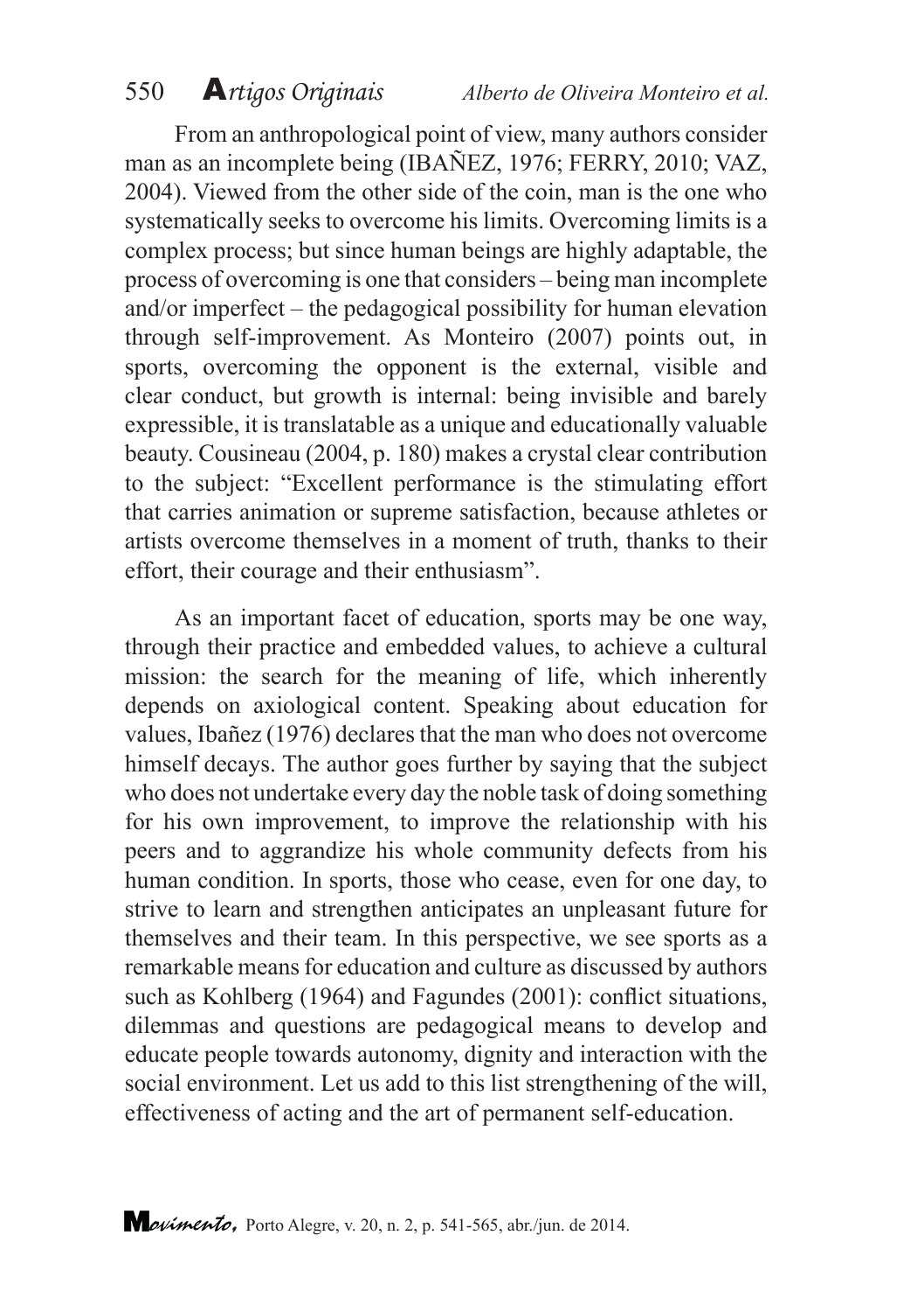From an anthropological point of view, many authors consider man as an incomplete being (IBAÑEZ, 1976; FERRY, 2010; VAZ, 2004). Viewed from the other side of the coin, man is the one who systematically seeks to overcome his limits. Overcoming limits is a complex process; but since human beings are highly adaptable, the process of overcoming is one that considers – being man incomplete and/or imperfect – the pedagogical possibility for human elevation through self-improvement. As Monteiro (2007) points out, in sports, overcoming the opponent is the external, visible and clear conduct, but growth is internal: being invisible and barely expressible, it is translatable as a unique and educationally valuable beauty. Cousineau (2004, p. 180) makes a crystal clear contribution to the subject: "Excellent performance is the stimulating effort that carries animation or supreme satisfaction, because athletes or artists overcome themselves in a moment of truth, thanks to their effort, their courage and their enthusiasm".

As an important facet of education, sports may be one way, through their practice and embedded values, to achieve a cultural mission: the search for the meaning of life, which inherently depends on axiological content. Speaking about education for values, Ibañez (1976) declares that the man who does not overcome himself decays. The author goes further by saying that the subject who does not undertake every day the noble task of doing something for his own improvement, to improve the relationship with his peers and to aggrandize his whole community defects from his human condition. In sports, those who cease, even for one day, to strive to learn and strengthen anticipates an unpleasant future for themselves and their team. In this perspective, we see sports as a remarkable means for education and culture as discussed by authors such as Kohlberg (1964) and Fagundes (2001): conflict situations, dilemmas and questions are pedagogical means to develop and educate people towards autonomy, dignity and interaction with the social environment. Let us add to this list strengthening of the will, effectiveness of acting and the art of permanent self-education.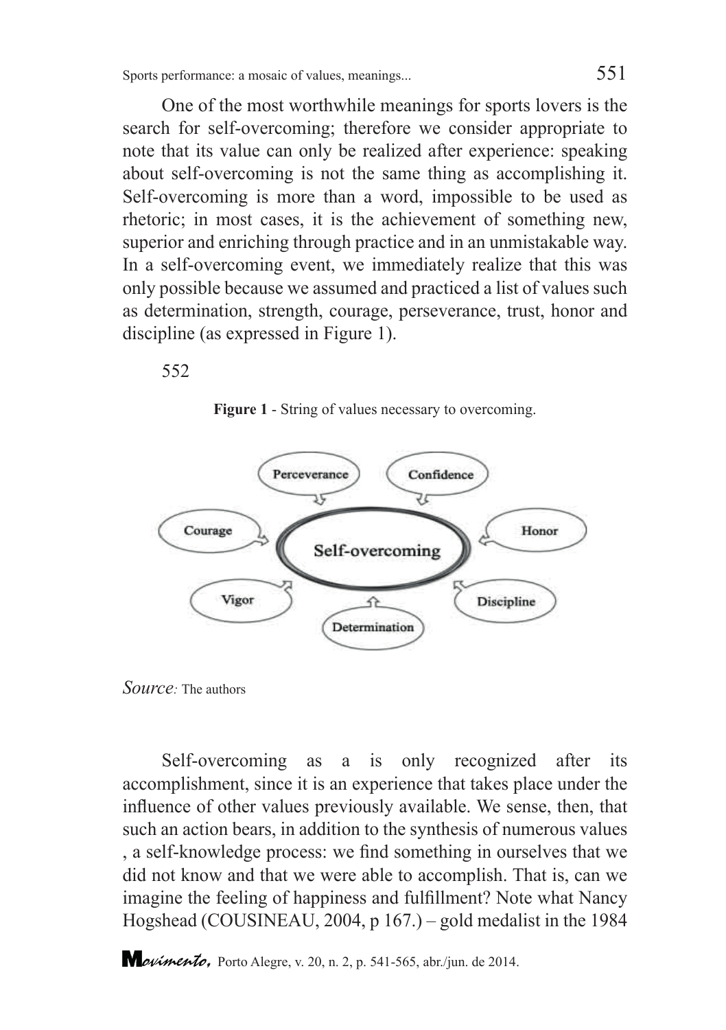One of the most worthwhile meanings for sports lovers is the search for self-overcoming; therefore we consider appropriate to note that its value can only be realized after experience: speaking about self-overcoming is not the same thing as accomplishing it. Self-overcoming is more than a word, impossible to be used as rhetoric; in most cases, it is the achievement of something new, superior and enriching through practice and in an unmistakable way. In a self-overcoming event, we immediately realize that this was only possible because we assumed and practiced a list of values such as determination, strength, courage, perseverance, trust, honor and discipline (as expressed in Figure 1).

552

**Figure 1** - String of values necessary to overcoming.

*Source:* The authors

Self-overcoming as a is only recognized after its accomplishment, since it is an experience that takes place under the influence of other values previously available. We sense, then, that such an action bears, in addition to the synthesis of numerous values , a self-knowledge process: we find something in ourselves that we did not know and that we were able to accomplish. That is, can we imagine the feeling of happiness and fulfillment? Note what Nancy Hogshead (COUSINEAU, 2004, p 167.) – gold medalist in the 1984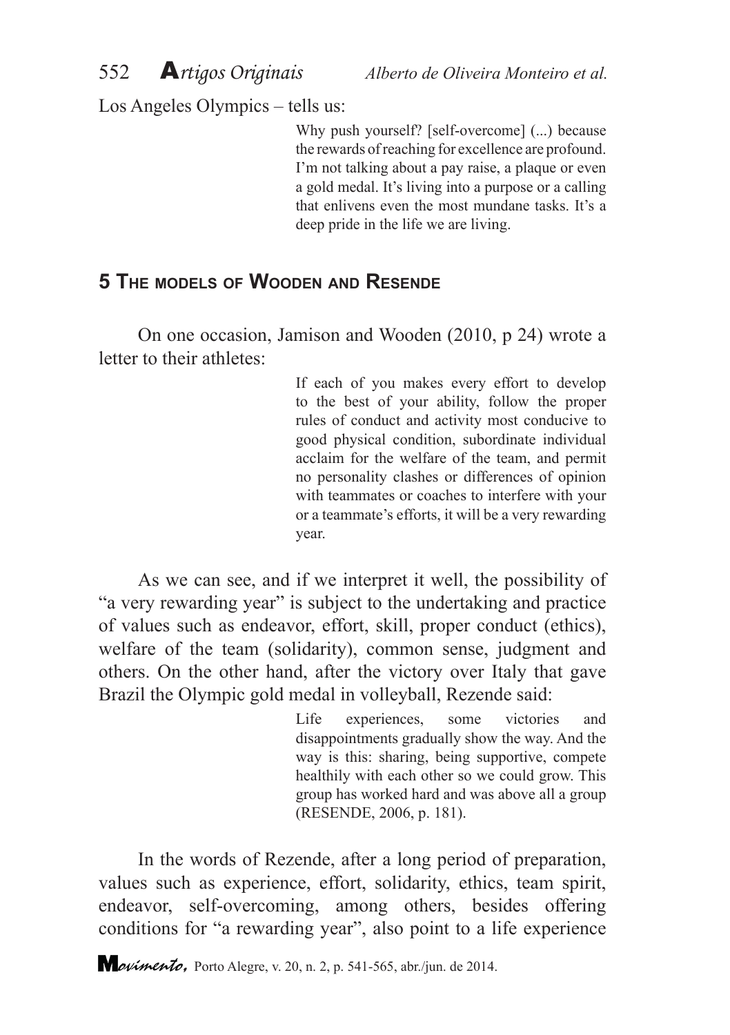Los Angeles Olympics – tells us:

> Why push yourself? [self-overcome] (...) because the rewards of reaching for excellence are profound. I'm not talking about a pay raise, a plaque or even a gold medal. It's living into a purpose or a calling that enlivens even the most mundane tasks. It's a deep pride in the life we are living.

## 5 The models of Wooden and Resende

On one occasion, Jamison and Wooden (2010, p 24) wrote a letter to their athletes:

> If each of you makes every effort to develop to the best of your ability, follow the proper rules of conduct and activity most conducive to good physical condition, subordinate individual acclaim for the welfare of the team, and permit no personality clashes or differences of opinion with teammates or coaches to interfere with your or a teammate's efforts, it will be a very rewarding year.

As we can see, and if we interpret it well, the possibility of "a very rewarding year" is subject to the undertaking and practice of values such as endeavor, effort, skill, proper conduct (ethics), welfare of the team (solidarity), common sense, judgment and others. On the other hand, after the victory over Italy that gave Brazil the Olympic gold medal in volleyball, Rezende said:

> Life experiences, some victories and disappointments gradually show the way. And the way is this: sharing, being supportive, compete healthily with each other so we could grow. This group has worked hard and was above all a group (RESENDE, 2006, p. 181).

In the words of Rezende, after a long period of preparation, values such as experience, effort, solidarity, ethics, team spirit, endeavor, self-overcoming, among others, besides offering conditions for "a rewarding year", also point to a life experience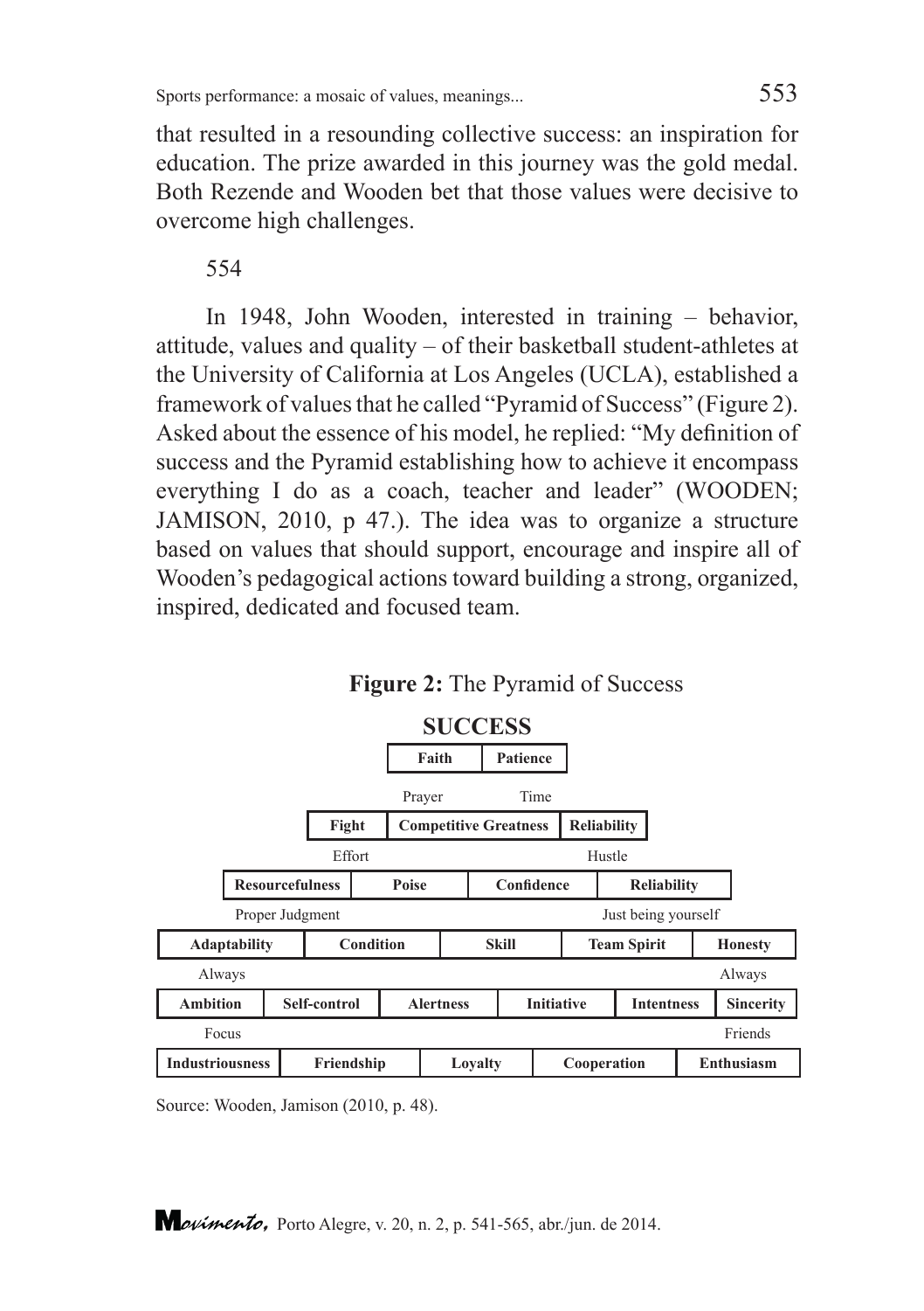that resulted in a resounding collective success: an inspiration for education. The prize awarded in this journey was the gold medal. Both Rezende and Wooden bet that those values were decisive to overcome high challenges.

554

In 1948, John Wooden, interested in training – behavior, attitude, values and quality – of their basketball student-athletes at the University of California at Los Angeles (UCLA), established a framework of values that he called "Pyramid of Success" (Figure 2). Asked about the essence of his model, he replied: "My definition of success and the Pyramid establishing how to achieve it encompass everything I do as a coach, teacher and leader" (WOODEN; JAMISON, 2010, p 47.). The idea was to organize a structure based on values that should support, encourage and inspire all of Wooden's pedagogical actions toward building a strong, organized, inspired, dedicated and focused team.

**Figure 2:** The Pyramid of Success

**SUCCESS**

| **Faith** | **Patience** |
|---|---|

Prayer — Time

| **Fight** | **Competitive Greatness** | **Reliability** |
|---|---|---|

Effort — Hustle

| **Resourcefulness** | **Poise** | **Confidence** | **Reliability** |
|---|---|---|---|

Proper Judgment — Just being yourself

| **Adaptability** | **Condition** | **Skill** | **Team Spirit** | **Honesty** |
|---|---|---|---|---|

Always — Always

| **Ambition** | **Self-control** | **Alertness** | **Initiative** | **Intentness** | **Sincerity** |
|---|---|---|---|---|---|

Focus — Friends

| **Industriousness** | **Friendship** | **Loyalty** | **Cooperation** | **Enthusiasm** |
|---|---|---|---|---|

Source: Wooden, Jamison (2010, p. 48).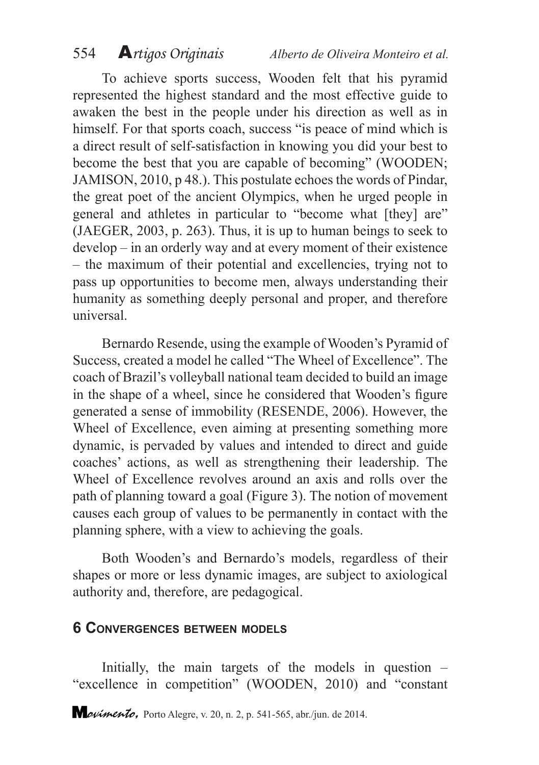To achieve sports success, Wooden felt that his pyramid represented the highest standard and the most effective guide to awaken the best in the people under his direction as well as in himself. For that sports coach, success "is peace of mind which is a direct result of self-satisfaction in knowing you did your best to become the best that you are capable of becoming" (WOODEN; JAMISON, 2010, p 48.). This postulate echoes the words of Pindar, the great poet of the ancient Olympics, when he urged people in general and athletes in particular to "become what [they] are" (JAEGER, 2003, p. 263). Thus, it is up to human beings to seek to develop – in an orderly way and at every moment of their existence – the maximum of their potential and excellencies, trying not to pass up opportunities to become men, always understanding their humanity as something deeply personal and proper, and therefore universal.

Bernardo Resende, using the example of Wooden's Pyramid of Success, created a model he called "The Wheel of Excellence". The coach of Brazil's volleyball national team decided to build an image in the shape of a wheel, since he considered that Wooden's figure generated a sense of immobility (RESENDE, 2006). However, the Wheel of Excellence, even aiming at presenting something more dynamic, is pervaded by values and intended to direct and guide coaches' actions, as well as strengthening their leadership. The Wheel of Excellence revolves around an axis and rolls over the path of planning toward a goal (Figure 3). The notion of movement causes each group of values to be permanently in contact with the planning sphere, with a view to achieving the goals.

Both Wooden's and Bernardo's models, regardless of their shapes or more or less dynamic images, are subject to axiological authority and, therefore, are pedagogical.

## 6 Convergences between models

Initially, the main targets of the models in question – "excellence in competition" (WOODEN, 2010) and "constant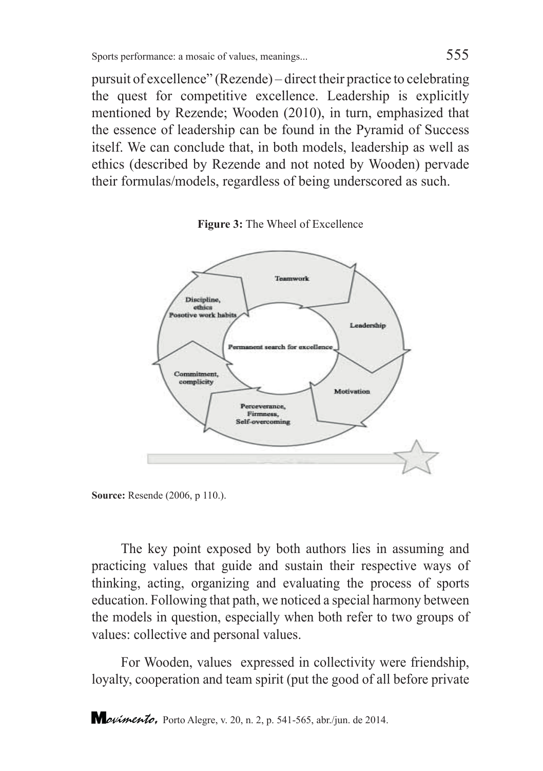pursuit of excellence" (Rezende) – direct their practice to celebrating the quest for competitive excellence. Leadership is explicitly mentioned by Rezende; Wooden (2010), in turn, emphasized that the essence of leadership can be found in the Pyramid of Success itself. We can conclude that, in both models, leadership as well as ethics (described by Rezende and not noted by Wooden) pervade their formulas/models, regardless of being underscored as such.

**Figure 3:** The Wheel of Excellence

**Source:** Resende (2006, p 110.).

The key point exposed by both authors lies in assuming and practicing values that guide and sustain their respective ways of thinking, acting, organizing and evaluating the process of sports education. Following that path, we noticed a special harmony between the models in question, especially when both refer to two groups of values: collective and personal values.

For Wooden, values expressed in collectivity were friendship, loyalty, cooperation and team spirit (put the good of all before private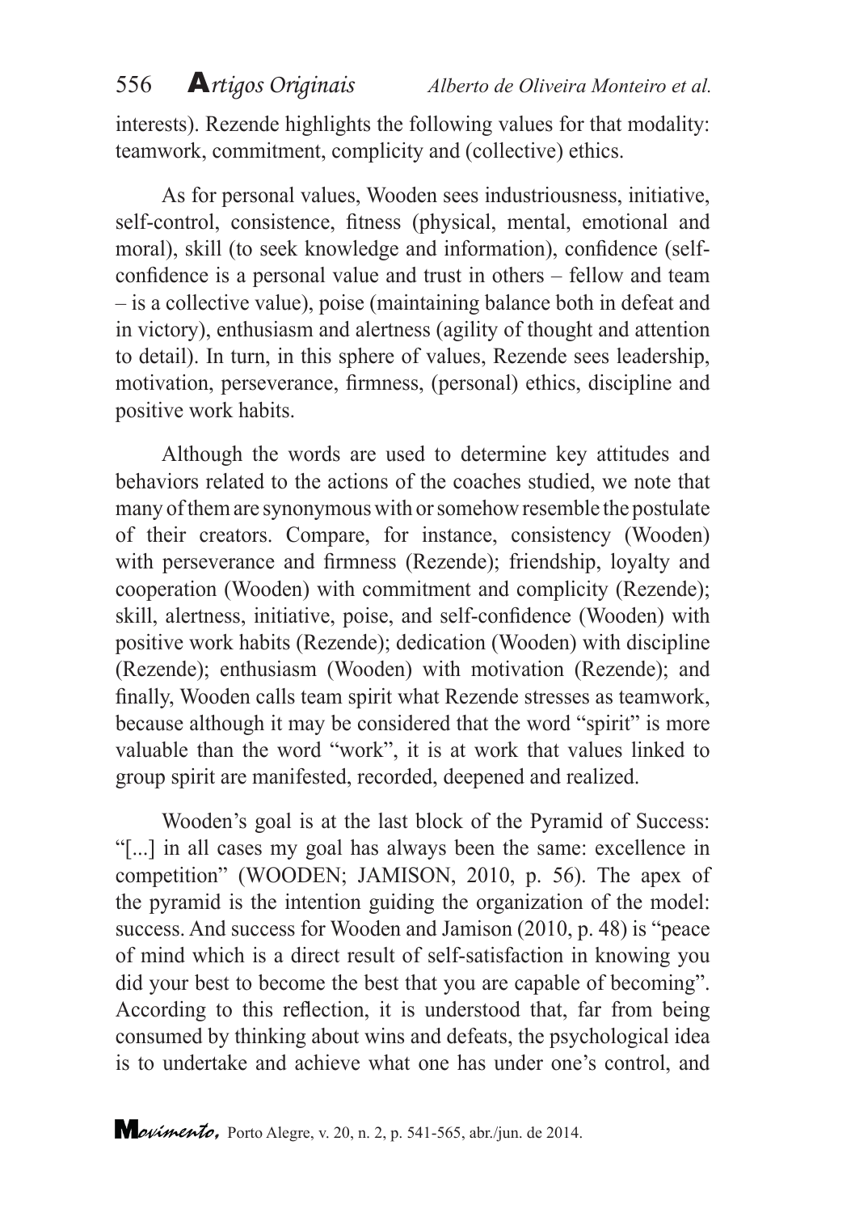interests). Rezende highlights the following values for that modality: teamwork, commitment, complicity and (collective) ethics.

As for personal values, Wooden sees industriousness, initiative, self-control, consistence, fitness (physical, mental, emotional and moral), skill (to seek knowledge and information), confidence (self-confidence is a personal value and trust in others – fellow and team – is a collective value), poise (maintaining balance both in defeat and in victory), enthusiasm and alertness (agility of thought and attention to detail). In turn, in this sphere of values, Rezende sees leadership, motivation, perseverance, firmness, (personal) ethics, discipline and positive work habits.

Although the words are used to determine key attitudes and behaviors related to the actions of the coaches studied, we note that many of them are synonymous with or somehow resemble the postulate of their creators. Compare, for instance, consistency (Wooden) with perseverance and firmness (Rezende); friendship, loyalty and cooperation (Wooden) with commitment and complicity (Rezende); skill, alertness, initiative, poise, and self-confidence (Wooden) with positive work habits (Rezende); dedication (Wooden) with discipline (Rezende); enthusiasm (Wooden) with motivation (Rezende); and finally, Wooden calls team spirit what Rezende stresses as teamwork, because although it may be considered that the word "spirit" is more valuable than the word "work", it is at work that values linked to group spirit are manifested, recorded, deepened and realized.

Wooden's goal is at the last block of the Pyramid of Success: "[...] in all cases my goal has always been the same: excellence in competition" (WOODEN; JAMISON, 2010, p. 56). The apex of the pyramid is the intention guiding the organization of the model: success. And success for Wooden and Jamison (2010, p. 48) is "peace of mind which is a direct result of self-satisfaction in knowing you did your best to become the best that you are capable of becoming". According to this reflection, it is understood that, far from being consumed by thinking about wins and defeats, the psychological idea is to undertake and achieve what one has under one's control, and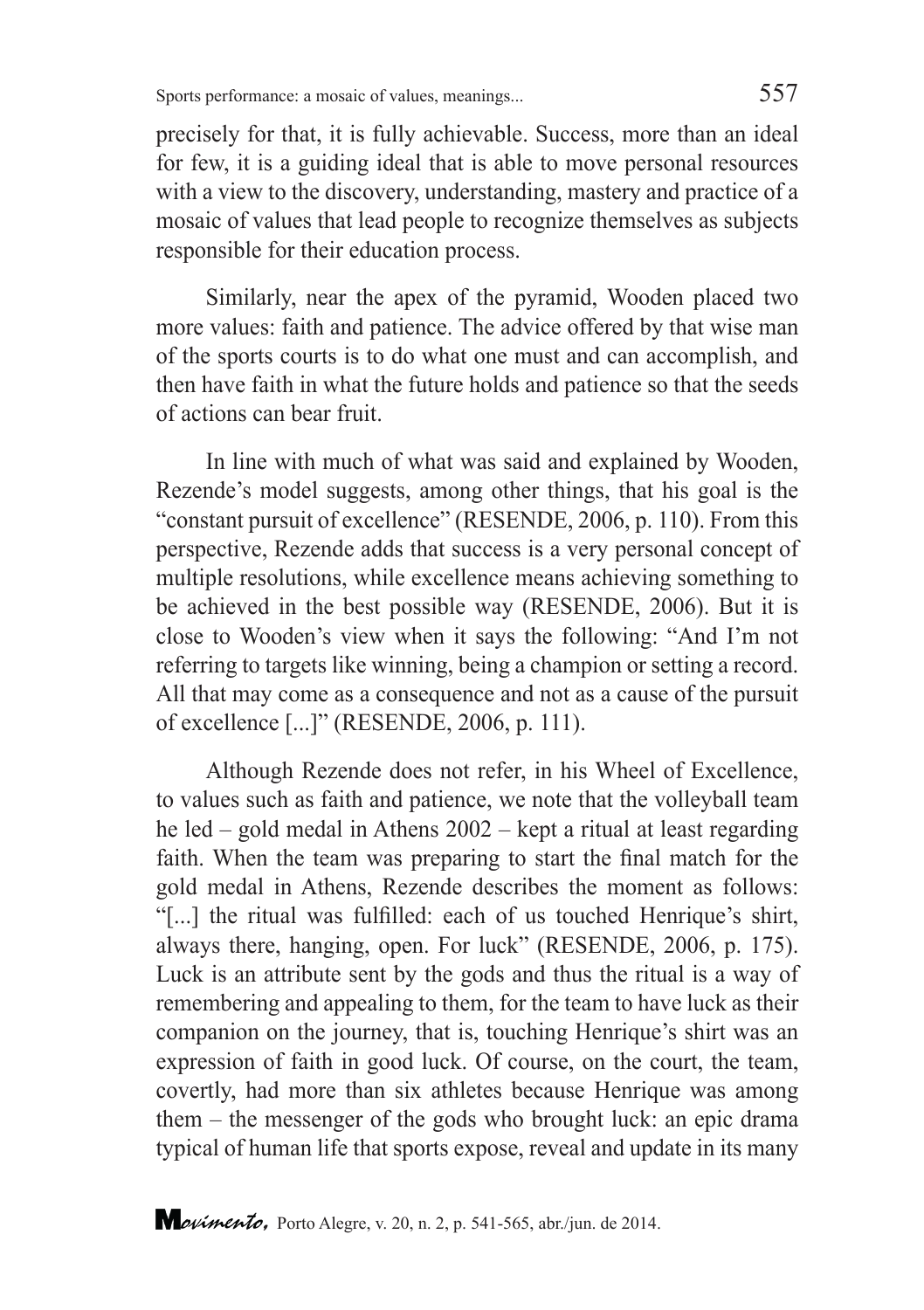precisely for that, it is fully achievable. Success, more than an ideal for few, it is a guiding ideal that is able to move personal resources with a view to the discovery, understanding, mastery and practice of a mosaic of values that lead people to recognize themselves as subjects responsible for their education process.

Similarly, near the apex of the pyramid, Wooden placed two more values: faith and patience. The advice offered by that wise man of the sports courts is to do what one must and can accomplish, and then have faith in what the future holds and patience so that the seeds of actions can bear fruit.

In line with much of what was said and explained by Wooden, Rezende's model suggests, among other things, that his goal is the "constant pursuit of excellence" (RESENDE, 2006, p. 110). From this perspective, Rezende adds that success is a very personal concept of multiple resolutions, while excellence means achieving something to be achieved in the best possible way (RESENDE, 2006). But it is close to Wooden's view when it says the following: "And I'm not referring to targets like winning, being a champion or setting a record. All that may come as a consequence and not as a cause of the pursuit of excellence [...]" (RESENDE, 2006, p. 111).

Although Rezende does not refer, in his Wheel of Excellence, to values such as faith and patience, we note that the volleyball team he led – gold medal in Athens 2002 – kept a ritual at least regarding faith. When the team was preparing to start the final match for the gold medal in Athens, Rezende describes the moment as follows: "[...] the ritual was fulfilled: each of us touched Henrique's shirt, always there, hanging, open. For luck" (RESENDE, 2006, p. 175). Luck is an attribute sent by the gods and thus the ritual is a way of remembering and appealing to them, for the team to have luck as their companion on the journey, that is, touching Henrique's shirt was an expression of faith in good luck. Of course, on the court, the team, covertly, had more than six athletes because Henrique was among them – the messenger of the gods who brought luck: an epic drama typical of human life that sports expose, reveal and update in its many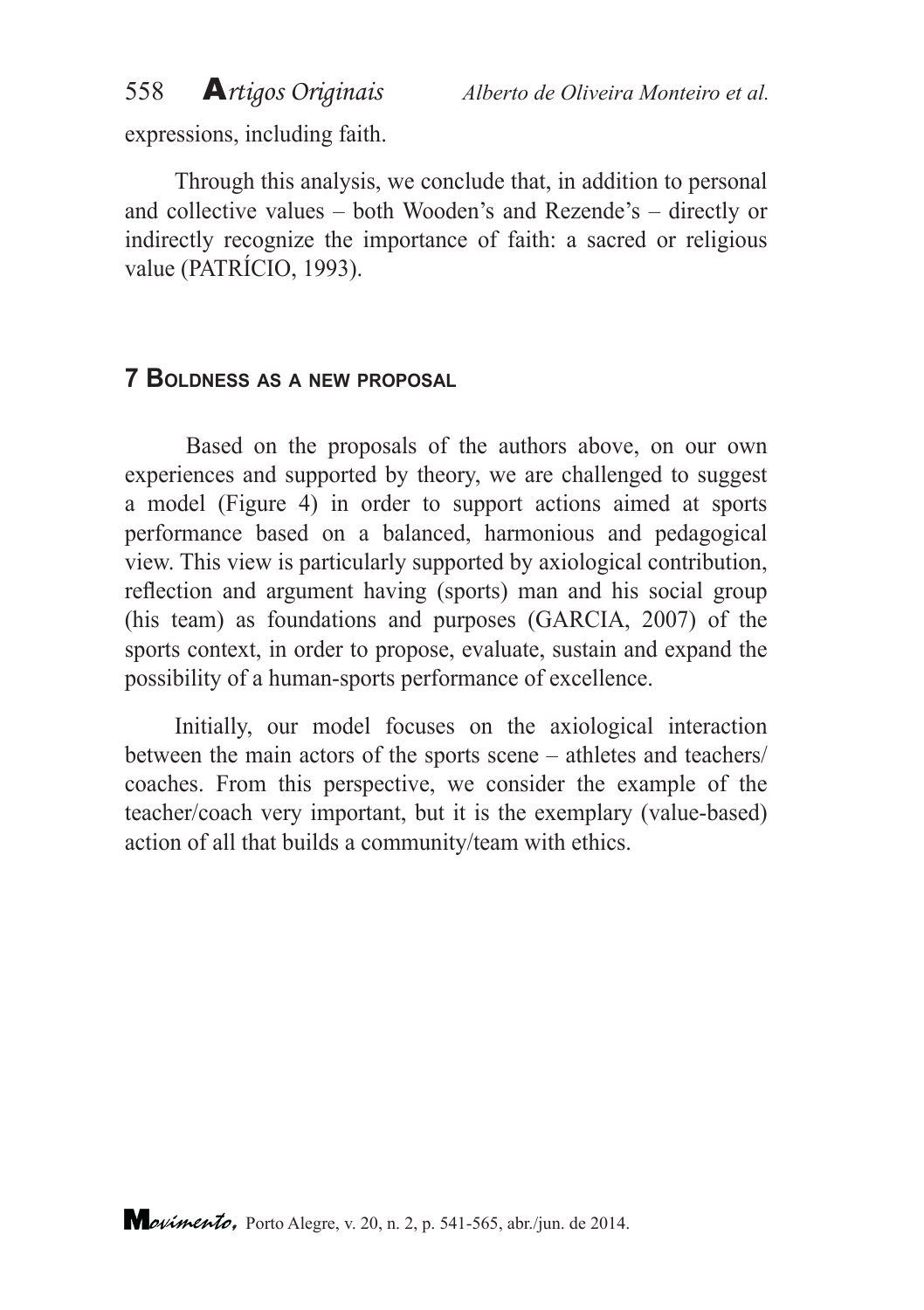expressions, including faith.

Through this analysis, we conclude that, in addition to personal and collective values – both Wooden's and Rezende's – directly or indirectly recognize the importance of faith: a sacred or religious value (PATRÍCIO, 1993).

## 7 Boldness as a new proposal

Based on the proposals of the authors above, on our own experiences and supported by theory, we are challenged to suggest a model (Figure 4) in order to support actions aimed at sports performance based on a balanced, harmonious and pedagogical view. This view is particularly supported by axiological contribution, reflection and argument having (sports) man and his social group (his team) as foundations and purposes (GARCIA, 2007) of the sports context, in order to propose, evaluate, sustain and expand the possibility of a human-sports performance of excellence.

Initially, our model focuses on the axiological interaction between the main actors of the sports scene – athletes and teachers/coaches. From this perspective, we consider the example of the teacher/coach very important, but it is the exemplary (value-based) action of all that builds a community/team with ethics.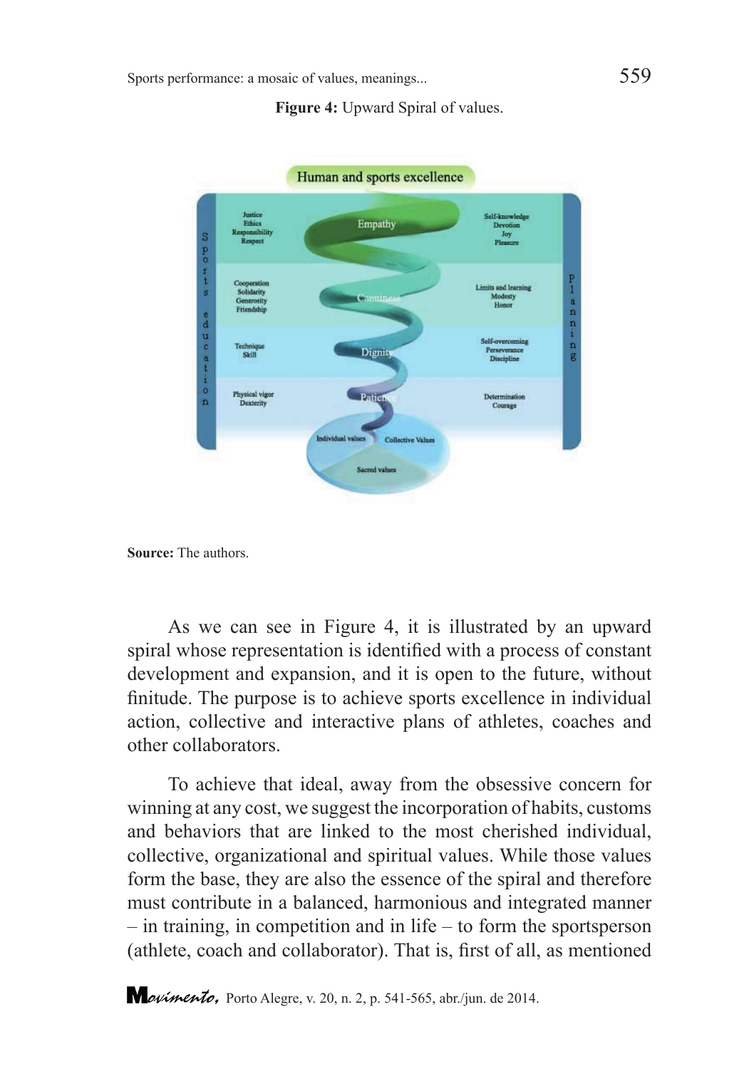**Figure 4:** Upward Spiral of values.

Human and sports excellence

Sports education

Planning

Justice
Ethics
Responsibility
Respect

Empathy

Self-knowledge
Devotion
Joy
Pleasure

Cooperation
Solidarity
Generosity
Friendship

Canniness

Limits and learning
Modesty
Honor

Technique
Skill

Dignity

Self-overcoming
Perseverance
Discipline

Physical vigor
Dexterity

Patience

Determination
Courage

Individual values
Collective Values
Sacred values

**Source:** The authors.

As we can see in Figure 4, it is illustrated by an upward spiral whose representation is identified with a process of constant development and expansion, and it is open to the future, without finitude. The purpose is to achieve sports excellence in individual action, collective and interactive plans of athletes, coaches and other collaborators.

To achieve that ideal, away from the obsessive concern for winning at any cost, we suggest the incorporation of habits, customs and behaviors that are linked to the most cherished individual, collective, organizational and spiritual values. While those values form the base, they are also the essence of the spiral and therefore must contribute in a balanced, harmonious and integrated manner – in training, in competition and in life – to form the sportsperson (athlete, coach and collaborator). That is, first of all, as mentioned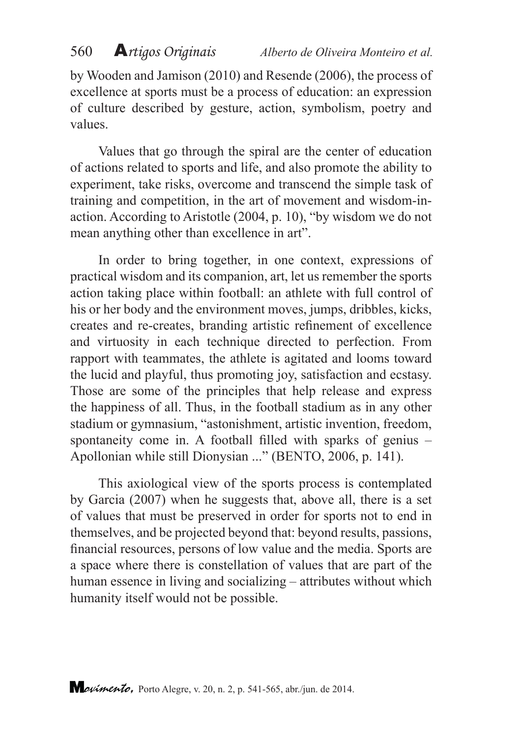by Wooden and Jamison (2010) and Resende (2006), the process of excellence at sports must be a process of education: an expression of culture described by gesture, action, symbolism, poetry and values.

Values that go through the spiral are the center of education of actions related to sports and life, and also promote the ability to experiment, take risks, overcome and transcend the simple task of training and competition, in the art of movement and wisdom-in-action. According to Aristotle (2004, p. 10), "by wisdom we do not mean anything other than excellence in art".

In order to bring together, in one context, expressions of practical wisdom and its companion, art, let us remember the sports action taking place within football: an athlete with full control of his or her body and the environment moves, jumps, dribbles, kicks, creates and re-creates, branding artistic refinement of excellence and virtuosity in each technique directed to perfection. From rapport with teammates, the athlete is agitated and looms toward the lucid and playful, thus promoting joy, satisfaction and ecstasy. Those are some of the principles that help release and express the happiness of all. Thus, in the football stadium as in any other stadium or gymnasium, "astonishment, artistic invention, freedom, spontaneity come in. A football filled with sparks of genius – Apollonian while still Dionysian ..." (BENTO, 2006, p. 141).

This axiological view of the sports process is contemplated by Garcia (2007) when he suggests that, above all, there is a set of values that must be preserved in order for sports not to end in themselves, and be projected beyond that: beyond results, passions, financial resources, persons of low value and the media. Sports are a space where there is constellation of values that are part of the human essence in living and socializing – attributes without which humanity itself would not be possible.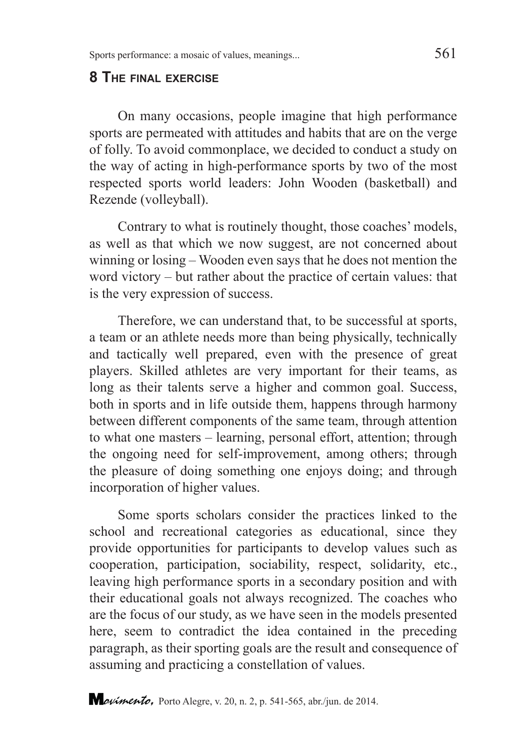## 8 The final exercise

On many occasions, people imagine that high performance sports are permeated with attitudes and habits that are on the verge of folly. To avoid commonplace, we decided to conduct a study on the way of acting in high-performance sports by two of the most respected sports world leaders: John Wooden (basketball) and Rezende (volleyball).

Contrary to what is routinely thought, those coaches' models, as well as that which we now suggest, are not concerned about winning or losing – Wooden even says that he does not mention the word victory – but rather about the practice of certain values: that is the very expression of success.

Therefore, we can understand that, to be successful at sports, a team or an athlete needs more than being physically, technically and tactically well prepared, even with the presence of great players. Skilled athletes are very important for their teams, as long as their talents serve a higher and common goal. Success, both in sports and in life outside them, happens through harmony between different components of the same team, through attention to what one masters – learning, personal effort, attention; through the ongoing need for self-improvement, among others; through the pleasure of doing something one enjoys doing; and through incorporation of higher values.

Some sports scholars consider the practices linked to the school and recreational categories as educational, since they provide opportunities for participants to develop values such as cooperation, participation, sociability, respect, solidarity, etc., leaving high performance sports in a secondary position and with their educational goals not always recognized. The coaches who are the focus of our study, as we have seen in the models presented here, seem to contradict the idea contained in the preceding paragraph, as their sporting goals are the result and consequence of assuming and practicing a constellation of values.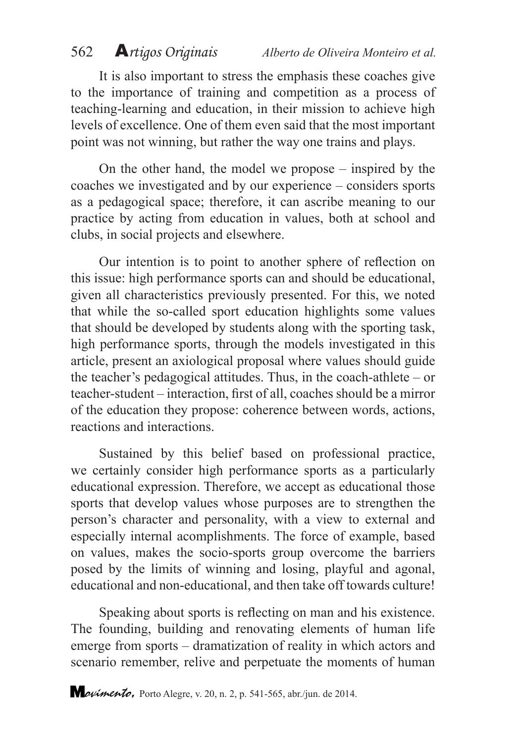It is also important to stress the emphasis these coaches give to the importance of training and competition as a process of teaching-learning and education, in their mission to achieve high levels of excellence. One of them even said that the most important point was not winning, but rather the way one trains and plays.

On the other hand, the model we propose – inspired by the coaches we investigated and by our experience – considers sports as a pedagogical space; therefore, it can ascribe meaning to our practice by acting from education in values, both at school and clubs, in social projects and elsewhere.

Our intention is to point to another sphere of reflection on this issue: high performance sports can and should be educational, given all characteristics previously presented. For this, we noted that while the so-called sport education highlights some values that should be developed by students along with the sporting task, high performance sports, through the models investigated in this article, present an axiological proposal where values should guide the teacher's pedagogical attitudes. Thus, in the coach-athlete – or teacher-student – interaction, first of all, coaches should be a mirror of the education they propose: coherence between words, actions, reactions and interactions.

Sustained by this belief based on professional practice, we certainly consider high performance sports as a particularly educational expression. Therefore, we accept as educational those sports that develop values whose purposes are to strengthen the person's character and personality, with a view to external and especially internal acomplishments. The force of example, based on values, makes the socio-sports group overcome the barriers posed by the limits of winning and losing, playful and agonal, educational and non-educational, and then take off towards culture!

Speaking about sports is reflecting on man and his existence. The founding, building and renovating elements of human life emerge from sports – dramatization of reality in which actors and scenario remember, relive and perpetuate the moments of human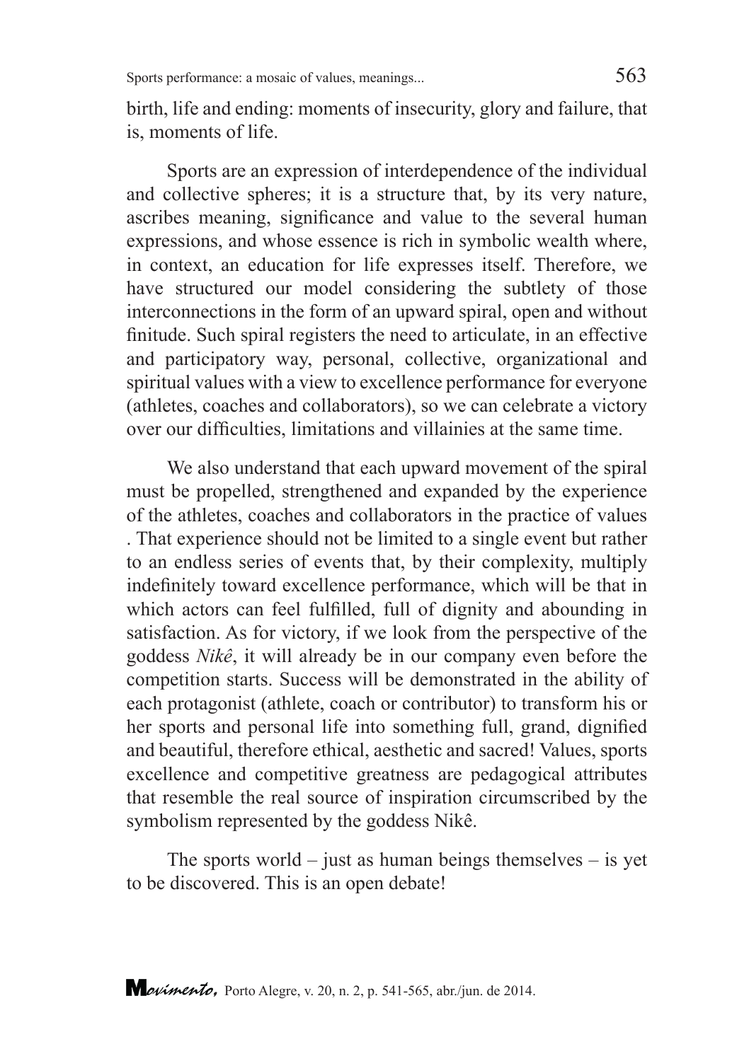birth, life and ending: moments of insecurity, glory and failure, that is, moments of life.

Sports are an expression of interdependence of the individual and collective spheres; it is a structure that, by its very nature, ascribes meaning, significance and value to the several human expressions, and whose essence is rich in symbolic wealth where, in context, an education for life expresses itself. Therefore, we have structured our model considering the subtlety of those interconnections in the form of an upward spiral, open and without finitude. Such spiral registers the need to articulate, in an effective and participatory way, personal, collective, organizational and spiritual values with a view to excellence performance for everyone (athletes, coaches and collaborators), so we can celebrate a victory over our difficulties, limitations and villainies at the same time.

We also understand that each upward movement of the spiral must be propelled, strengthened and expanded by the experience of the athletes, coaches and collaborators in the practice of values . That experience should not be limited to a single event but rather to an endless series of events that, by their complexity, multiply indefinitely toward excellence performance, which will be that in which actors can feel fulfilled, full of dignity and abounding in satisfaction. As for victory, if we look from the perspective of the goddess *Nikê*, it will already be in our company even before the competition starts. Success will be demonstrated in the ability of each protagonist (athlete, coach or contributor) to transform his or her sports and personal life into something full, grand, dignified and beautiful, therefore ethical, aesthetic and sacred! Values, sports excellence and competitive greatness are pedagogical attributes that resemble the real source of inspiration circumscribed by the symbolism represented by the goddess Nikê.

The sports world – just as human beings themselves – is yet to be discovered. This is an open debate!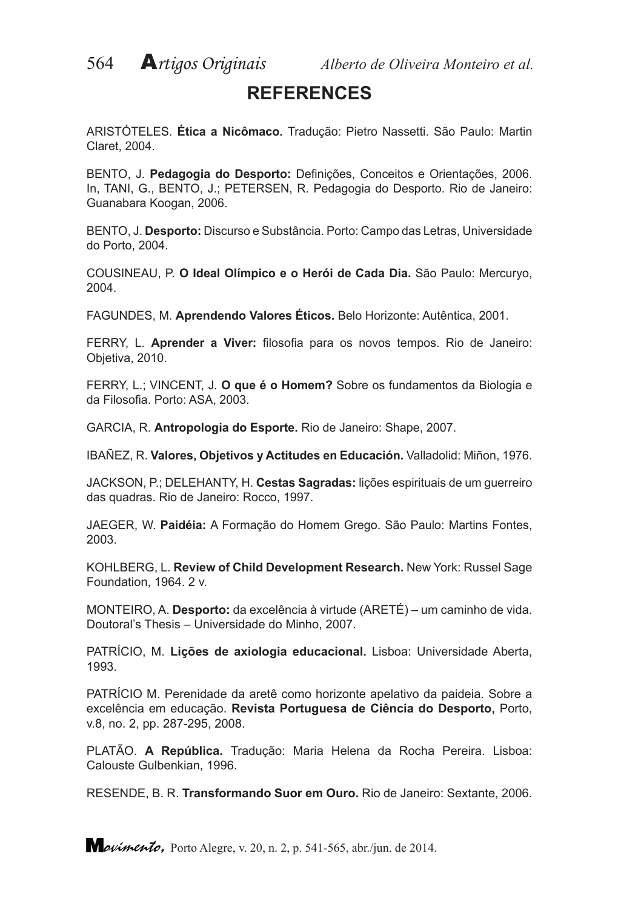## REFERENCES

ARISTÓTELES. **Ética a Nicômaco.** Tradução: Pietro Nassetti. São Paulo: Martin Claret, 2004.

BENTO, J. **Pedagogia do Desporto:** Definições, Conceitos e Orientações, 2006. In, TANI, G., BENTO, J.; PETERSEN, R. Pedagogia do Desporto. Rio de Janeiro: Guanabara Koogan, 2006.

BENTO, J. **Desporto:** Discurso e Substância. Porto: Campo das Letras, Universidade do Porto, 2004.

COUSINEAU, P. **O Ideal Olímpico e o Herói de Cada Dia.** São Paulo: Mercuryo, 2004.

FAGUNDES, M. **Aprendendo Valores Éticos.** Belo Horizonte: Autêntica, 2001.

FERRY, L. **Aprender a Viver:** filosofia para os novos tempos. Rio de Janeiro: Objetiva, 2010.

FERRY, L.; VINCENT, J. **O que é o Homem?** Sobre os fundamentos da Biologia e da Filosofia. Porto: ASA, 2003.

GARCIA, R. **Antropologia do Esporte.** Rio de Janeiro: Shape, 2007.

IBAÑEZ, R. **Valores, Objetivos y Actitudes en Educación.** Valladolid: Miñon, 1976.

JACKSON, P.; DELEHANTY, H. **Cestas Sagradas:** lições espirituais de um guerreiro das quadras. Rio de Janeiro: Rocco, 1997.

JAEGER, W. **Paidéia:** A Formação do Homem Grego. São Paulo: Martins Fontes, 2003.

KOHLBERG, L. **Review of Child Development Research.** New York: Russel Sage Foundation, 1964. 2 v.

MONTEIRO, A. **Desporto:** da excelência à virtude (ARETÉ) – um caminho de vida. Doutoral's Thesis – Universidade do Minho, 2007.

PATRÍCIO, M. **Lições de axiologia educacional.** Lisboa: Universidade Aberta, 1993.

PATRÍCIO M. Perenidade da aretê como horizonte apelativo da paideia. Sobre a excelência em educação. **Revista Portuguesa de Ciência do Desporto,** Porto, v.8, no. 2, pp. 287-295, 2008.

PLATÃO. **A República.** Tradução: Maria Helena da Rocha Pereira. Lisboa: Calouste Gulbenkian, 1996.

RESENDE, B. R. **Transformando Suor em Ouro.** Rio de Janeiro: Sextante, 2006.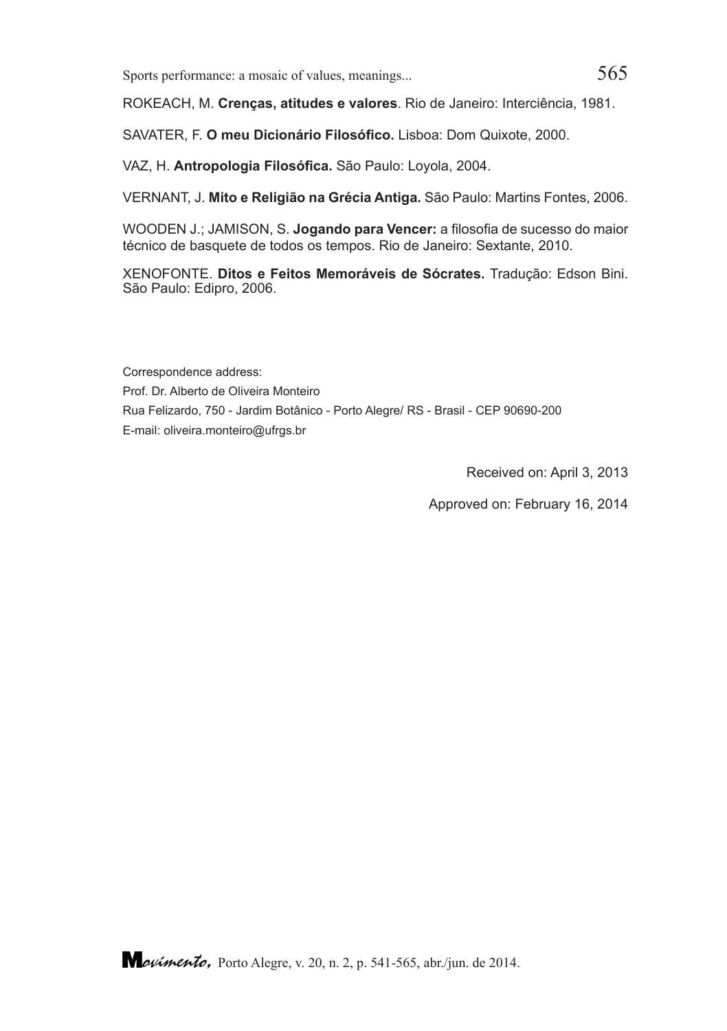ROKEACH, M. **Crenças, atitudes e valores**. Rio de Janeiro: Interciência, 1981.

SAVATER, F. **O meu Dicionário Filosófico.** Lisboa: Dom Quixote, 2000.

VAZ, H. **Antropologia Filosófica.** São Paulo: Loyola, 2004.

VERNANT, J. **Mito e Religião na Grécia Antiga.** São Paulo: Martins Fontes, 2006.

WOODEN J.; JAMISON, S. **Jogando para Vencer:** a filosofia de sucesso do maior técnico de basquete de todos os tempos. Rio de Janeiro: Sextante, 2010.

XENOFONTE. **Ditos e Feitos Memoráveis de Sócrates.** Tradução: Edson Bini. São Paulo: Edipro, 2006.

Correspondence address:
Prof. Dr. Alberto de Oliveira Monteiro
Rua Felizardo, 750 - Jardim Botânico - Porto Alegre/ RS - Brasil - CEP 90690-200
E-mail: oliveira.monteiro@ufrgs.br

Received on: April 3, 2013

Approved on: February 16, 2014